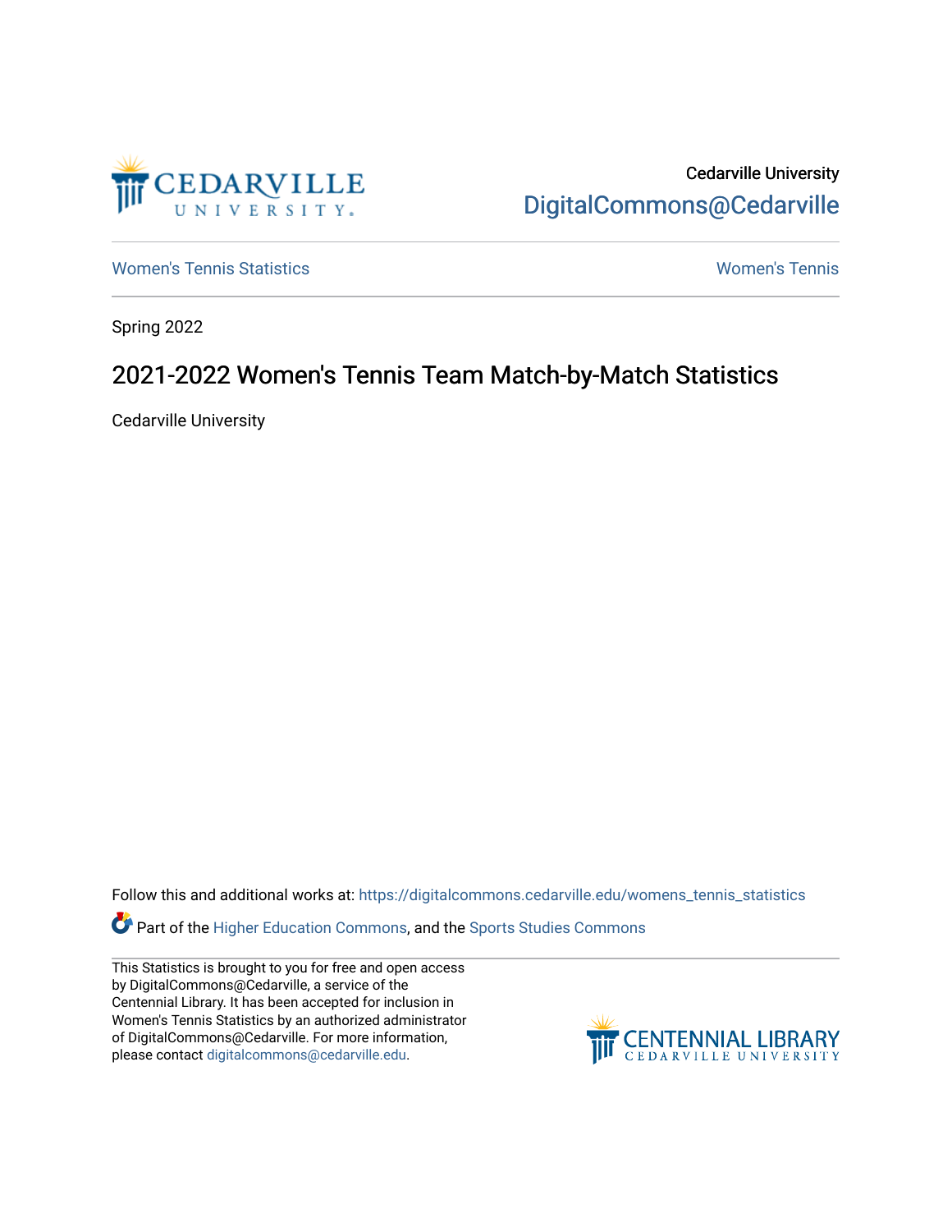Cedarville University

DigitalCommons@Cedarville

Women's Tennis Statistics | Women's Tennis

Spring 2022

# 2021-2022 Women's Tennis Team Match-by-Match Statistics

Cedarville University

Follow this and additional works at: https://digitalcommons.cedarville.edu/womens_tennis_statistics

Part of the Higher Education Commons, and the Sports Studies Commons

This Statistics is brought to you for free and open access by DigitalCommons@Cedarville, a service of the Centennial Library. It has been accepted for inclusion in Women's Tennis Statistics by an authorized administrator of DigitalCommons@Cedarville. For more information, please contact digitalcommons@cedarville.edu.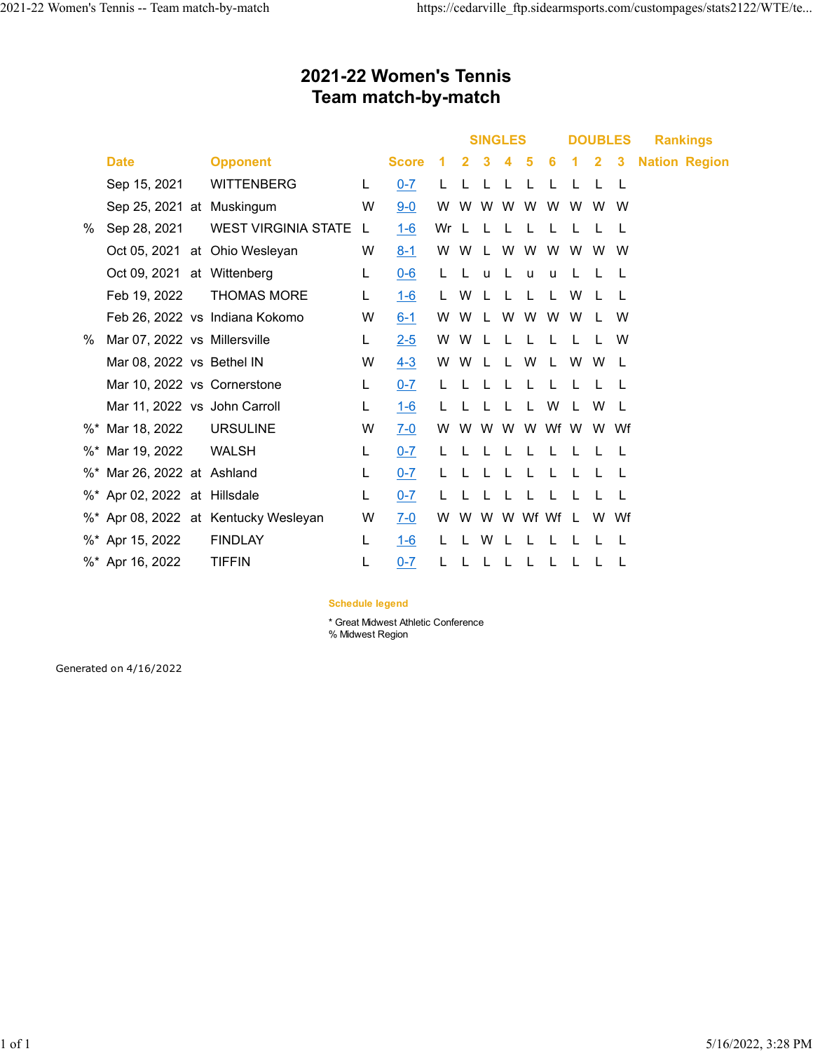# 2021-22 Women's Tennis
## Team match-by-match

| | Date | | Opponent | | Score | SINGLES 1 | 2 | 3 | 4 | 5 | 6 | DOUBLES 1 | 2 | 3 | Rankings Nation | Region |
|---|---|---|---|---|---|---|---|---|---|---|---|---|---|---|---|---|
| | Sep 15, 2021 | | WITTENBERG | L | 0-7 | L | L | L | L | L | L | L | L | L | | |
| | Sep 25, 2021 | at | Muskingum | W | 9-0 | W | W | W | W | W | W | W | W | W | | |
| % | Sep 28, 2021 | | WEST VIRGINIA STATE | L | 1-6 | Wr | L | L | L | L | L | L | L | L | | |
| | Oct 05, 2021 | at | Ohio Wesleyan | W | 8-1 | W | W | L | W | W | W | W | W | W | | |
| | Oct 09, 2021 | at | Wittenberg | L | 0-6 | L | L | u | L | u | u | L | L | L | | |
| | Feb 19, 2022 | | THOMAS MORE | L | 1-6 | L | W | L | L | L | L | W | L | L | | |
| | Feb 26, 2022 | vs | Indiana Kokomo | W | 6-1 | W | W | L | W | W | W | W | L | W | | |
| % | Mar 07, 2022 | vs | Millersville | L | 2-5 | W | W | L | L | L | L | L | L | W | | |
| | Mar 08, 2022 | vs | Bethel IN | W | 4-3 | W | W | L | L | W | L | W | W | L | | |
| | Mar 10, 2022 | vs | Cornerstone | L | 0-7 | L | L | L | L | L | L | L | L | L | | |
| | Mar 11, 2022 | vs | John Carroll | L | 1-6 | L | L | L | L | L | W | L | W | L | | |
| %* | Mar 18, 2022 | | URSULINE | W | 7-0 | W | W | W | W | W | Wf | W | W | Wf | | |
| %* | Mar 19, 2022 | | WALSH | L | 0-7 | L | L | L | L | L | L | L | L | L | | |
| %* | Mar 26, 2022 | at | Ashland | L | 0-7 | L | L | L | L | L | L | L | L | L | | |
| %* | Apr 02, 2022 | at | Hillsdale | L | 0-7 | L | L | L | L | L | L | L | L | L | | |
| %* | Apr 08, 2022 | at | Kentucky Wesleyan | W | 7-0 | W | W | W | W | Wf | Wf | L | W | Wf | | |
| %* | Apr 15, 2022 | | FINDLAY | L | 1-6 | L | L | W | L | L | L | L | L | L | | |
| %* | Apr 16, 2022 | | TIFFIN | L | 0-7 | L | L | L | L | L | L | L | L | L | | |

**Schedule legend**

* Great Midwest Athletic Conference
% Midwest Region

Generated on 4/16/2022